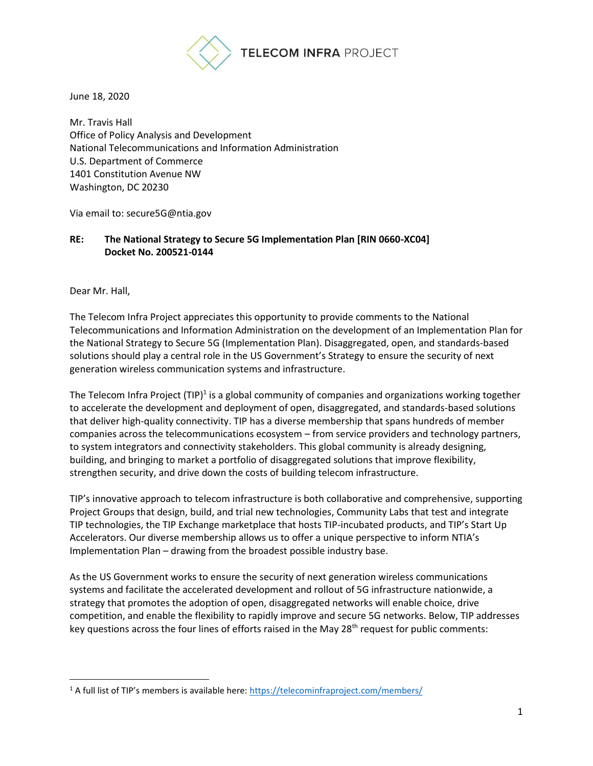TELECOM INFRA PROJECT

June 18, 2020

Mr. Travis Hall
Office of Policy Analysis and Development
National Telecommunications and Information Administration
U.S. Department of Commerce
1401 Constitution Avenue NW
Washington, DC 20230

Via email to: secure5G@ntia.gov

**RE: The National Strategy to Secure 5G Implementation Plan [RIN 0660-XC04]**
**Docket No. 200521-0144**

Dear Mr. Hall,

The Telecom Infra Project appreciates this opportunity to provide comments to the National Telecommunications and Information Administration on the development of an Implementation Plan for the National Strategy to Secure 5G (Implementation Plan). Disaggregated, open, and standards-based solutions should play a central role in the US Government's Strategy to ensure the security of next generation wireless communication systems and infrastructure.

The Telecom Infra Project (TIP)[1] is a global community of companies and organizations working together to accelerate the development and deployment of open, disaggregated, and standards-based solutions that deliver high-quality connectivity. TIP has a diverse membership that spans hundreds of member companies across the telecommunications ecosystem – from service providers and technology partners, to system integrators and connectivity stakeholders. This global community is already designing, building, and bringing to market a portfolio of disaggregated solutions that improve flexibility, strengthen security, and drive down the costs of building telecom infrastructure.

TIP's innovative approach to telecom infrastructure is both collaborative and comprehensive, supporting Project Groups that design, build, and trial new technologies, Community Labs that test and integrate TIP technologies, the TIP Exchange marketplace that hosts TIP-incubated products, and TIP's Start Up Accelerators. Our diverse membership allows us to offer a unique perspective to inform NTIA's Implementation Plan – drawing from the broadest possible industry base.

As the US Government works to ensure the security of next generation wireless communications systems and facilitate the accelerated development and rollout of 5G infrastructure nationwide, a strategy that promotes the adoption of open, disaggregated networks will enable choice, drive competition, and enable the flexibility to rapidly improve and secure 5G networks. Below, TIP addresses key questions across the four lines of efforts raised in the May 28th request for public comments:

---

[1] A full list of TIP's members is available here: https://telecominfraproject.com/members/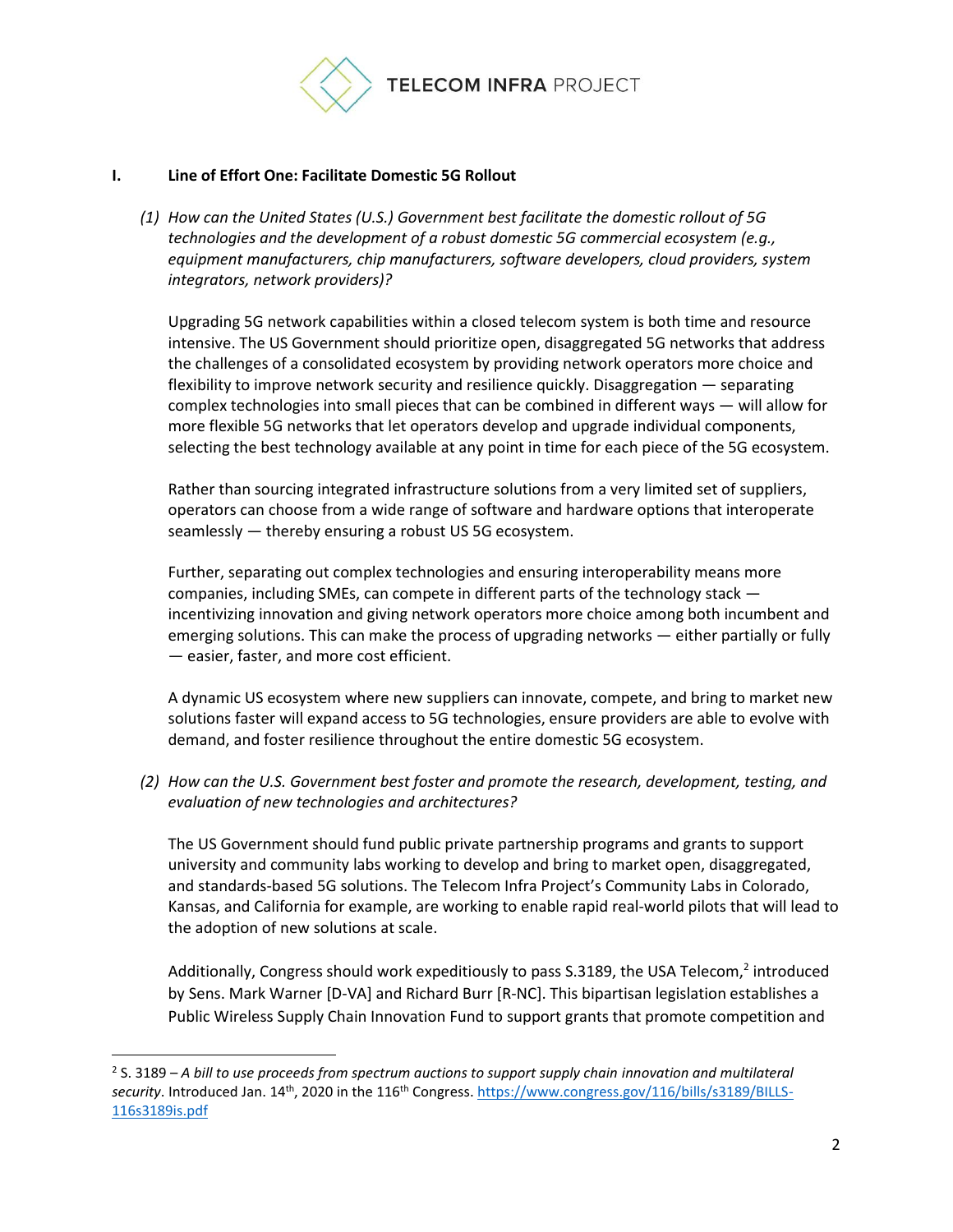## I. Line of Effort One: Facilitate Domestic 5G Rollout

*(1) How can the United States (U.S.) Government best facilitate the domestic rollout of 5G technologies and the development of a robust domestic 5G commercial ecosystem (e.g., equipment manufacturers, chip manufacturers, software developers, cloud providers, system integrators, network providers)?*

Upgrading 5G network capabilities within a closed telecom system is both time and resource intensive. The US Government should prioritize open, disaggregated 5G networks that address the challenges of a consolidated ecosystem by providing network operators more choice and flexibility to improve network security and resilience quickly. Disaggregation — separating complex technologies into small pieces that can be combined in different ways — will allow for more flexible 5G networks that let operators develop and upgrade individual components, selecting the best technology available at any point in time for each piece of the 5G ecosystem.

Rather than sourcing integrated infrastructure solutions from a very limited set of suppliers, operators can choose from a wide range of software and hardware options that interoperate seamlessly — thereby ensuring a robust US 5G ecosystem.

Further, separating out complex technologies and ensuring interoperability means more companies, including SMEs, can compete in different parts of the technology stack — incentivizing innovation and giving network operators more choice among both incumbent and emerging solutions. This can make the process of upgrading networks — either partially or fully — easier, faster, and more cost efficient.

A dynamic US ecosystem where new suppliers can innovate, compete, and bring to market new solutions faster will expand access to 5G technologies, ensure providers are able to evolve with demand, and foster resilience throughout the entire domestic 5G ecosystem.

*(2) How can the U.S. Government best foster and promote the research, development, testing, and evaluation of new technologies and architectures?*

The US Government should fund public private partnership programs and grants to support university and community labs working to develop and bring to market open, disaggregated, and standards-based 5G solutions. The Telecom Infra Project's Community Labs in Colorado, Kansas, and California for example, are working to enable rapid real-world pilots that will lead to the adoption of new solutions at scale.

Additionally, Congress should work expeditiously to pass S.3189, the USA Telecom,[2] introduced by Sens. Mark Warner [D-VA] and Richard Burr [R-NC]. This bipartisan legislation establishes a Public Wireless Supply Chain Innovation Fund to support grants that promote competition and

---

[2] S. 3189 – *A bill to use proceeds from spectrum auctions to support supply chain innovation and multilateral security*. Introduced Jan. 14th, 2020 in the 116th Congress. https://www.congress.gov/116/bills/s3189/BILLS-116s3189is.pdf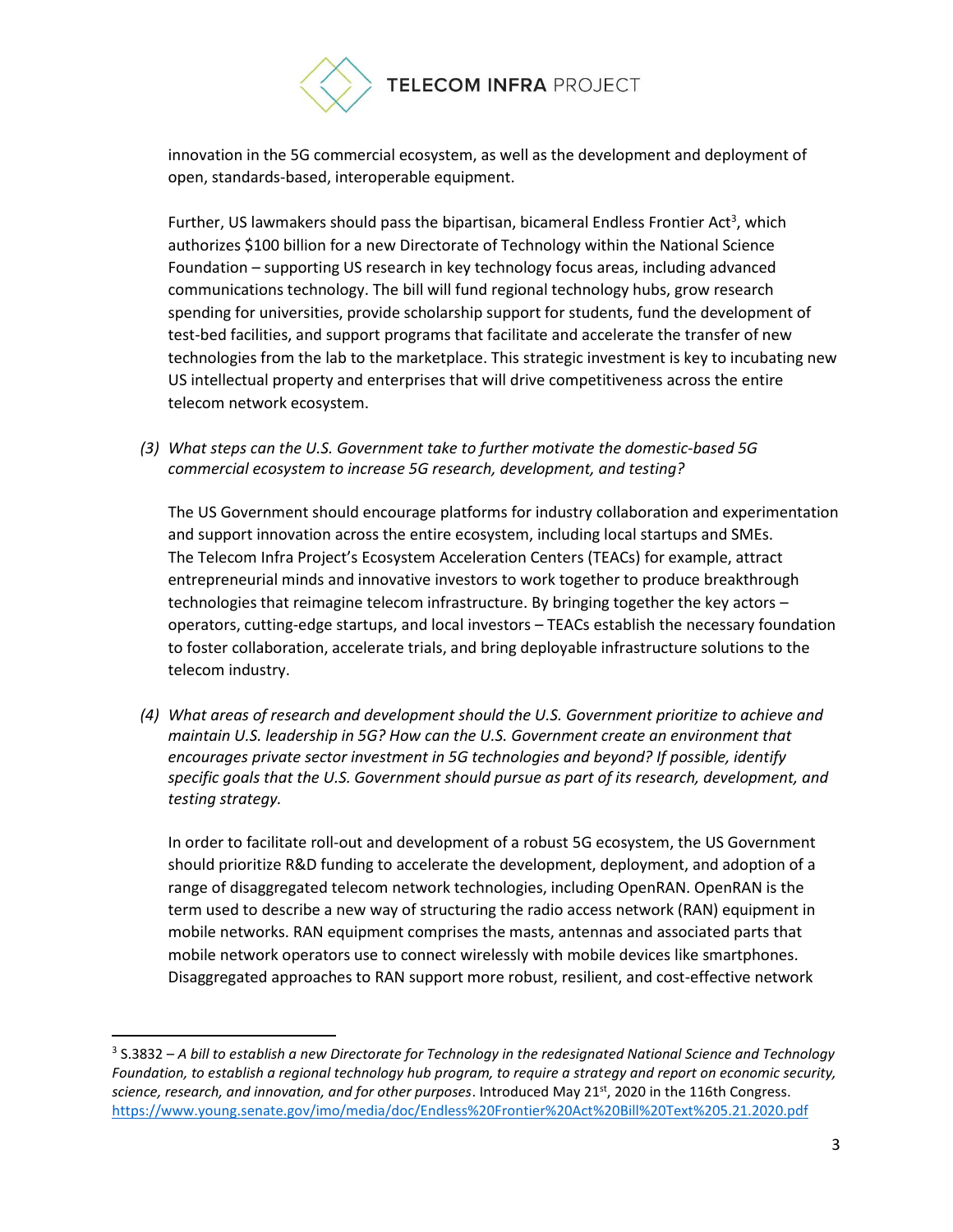innovation in the 5G commercial ecosystem, as well as the development and deployment of open, standards-based, interoperable equipment.

Further, US lawmakers should pass the bipartisan, bicameral Endless Frontier Act[3], which authorizes $100 billion for a new Directorate of Technology within the National Science Foundation – supporting US research in key technology focus areas, including advanced communications technology. The bill will fund regional technology hubs, grow research spending for universities, provide scholarship support for students, fund the development of test-bed facilities, and support programs that facilitate and accelerate the transfer of new technologies from the lab to the marketplace. This strategic investment is key to incubating new US intellectual property and enterprises that will drive competitiveness across the entire telecom network ecosystem.

*(3) What steps can the U.S. Government take to further motivate the domestic-based 5G commercial ecosystem to increase 5G research, development, and testing?*

The US Government should encourage platforms for industry collaboration and experimentation and support innovation across the entire ecosystem, including local startups and SMEs. The Telecom Infra Project's Ecosystem Acceleration Centers (TEACs) for example, attract entrepreneurial minds and innovative investors to work together to produce breakthrough technologies that reimagine telecom infrastructure. By bringing together the key actors – operators, cutting-edge startups, and local investors – TEACs establish the necessary foundation to foster collaboration, accelerate trials, and bring deployable infrastructure solutions to the telecom industry.

*(4) What areas of research and development should the U.S. Government prioritize to achieve and maintain U.S. leadership in 5G? How can the U.S. Government create an environment that encourages private sector investment in 5G technologies and beyond? If possible, identify specific goals that the U.S. Government should pursue as part of its research, development, and testing strategy.*

In order to facilitate roll-out and development of a robust 5G ecosystem, the US Government should prioritize R&D funding to accelerate the development, deployment, and adoption of a range of disaggregated telecom network technologies, including OpenRAN. OpenRAN is the term used to describe a new way of structuring the radio access network (RAN) equipment in mobile networks. RAN equipment comprises the masts, antennas and associated parts that mobile network operators use to connect wirelessly with mobile devices like smartphones. Disaggregated approaches to RAN support more robust, resilient, and cost-effective network

---

[3] S.3832 – *A bill to establish a new Directorate for Technology in the redesignated National Science and Technology Foundation, to establish a regional technology hub program, to require a strategy and report on economic security, science, research, and innovation, and for other purposes*. Introduced May 21st, 2020 in the 116th Congress. https://www.young.senate.gov/imo/media/doc/Endless%20Frontier%20Act%20Bill%20Text%205.21.2020.pdf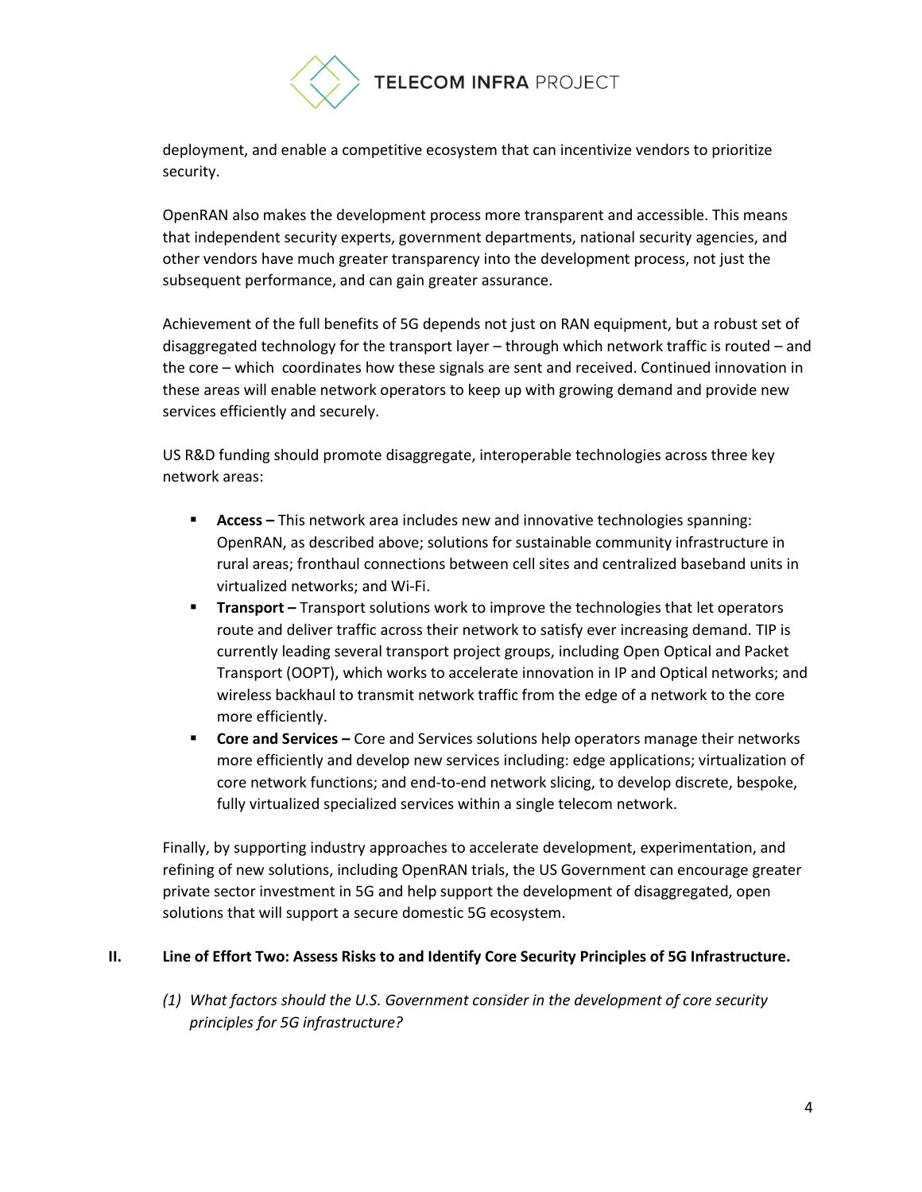deployment, and enable a competitive ecosystem that can incentivize vendors to prioritize security.

OpenRAN also makes the development process more transparent and accessible. This means that independent security experts, government departments, national security agencies, and other vendors have much greater transparency into the development process, not just the subsequent performance, and can gain greater assurance.

Achievement of the full benefits of 5G depends not just on RAN equipment, but a robust set of disaggregated technology for the transport layer – through which network traffic is routed – and the core – which coordinates how these signals are sent and received. Continued innovation in these areas will enable network operators to keep up with growing demand and provide new services efficiently and securely.

US R&D funding should promote disaggregate, interoperable technologies across three key network areas:

- **Access –** This network area includes new and innovative technologies spanning: OpenRAN, as described above; solutions for sustainable community infrastructure in rural areas; fronthaul connections between cell sites and centralized baseband units in virtualized networks; and Wi-Fi.
- **Transport –** Transport solutions work to improve the technologies that let operators route and deliver traffic across their network to satisfy ever increasing demand. TIP is currently leading several transport project groups, including Open Optical and Packet Transport (OOPT), which works to accelerate innovation in IP and Optical networks; and wireless backhaul to transmit network traffic from the edge of a network to the core more efficiently.
- **Core and Services –** Core and Services solutions help operators manage their networks more efficiently and develop new services including: edge applications; virtualization of core network functions; and end-to-end network slicing, to develop discrete, bespoke, fully virtualized specialized services within a single telecom network.

Finally, by supporting industry approaches to accelerate development, experimentation, and refining of new solutions, including OpenRAN trials, the US Government can encourage greater private sector investment in 5G and help support the development of disaggregated, open solutions that will support a secure domestic 5G ecosystem.

## II. Line of Effort Two: Assess Risks to and Identify Core Security Principles of 5G Infrastructure.

*(1) What factors should the U.S. Government consider in the development of core security principles for 5G infrastructure?*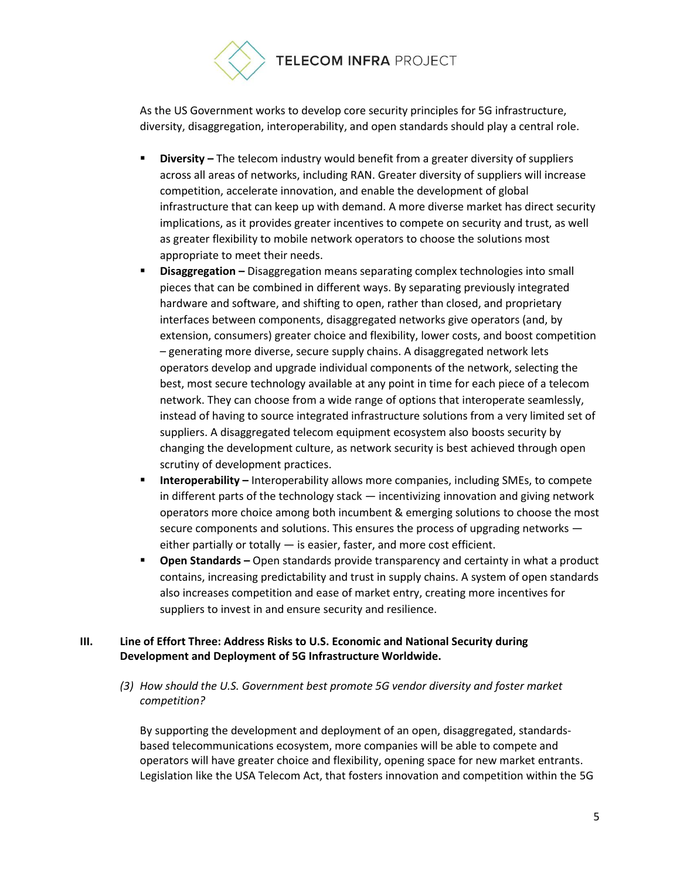As the US Government works to develop core security principles for 5G infrastructure, diversity, disaggregation, interoperability, and open standards should play a central role.

- **Diversity –** The telecom industry would benefit from a greater diversity of suppliers across all areas of networks, including RAN. Greater diversity of suppliers will increase competition, accelerate innovation, and enable the development of global infrastructure that can keep up with demand. A more diverse market has direct security implications, as it provides greater incentives to compete on security and trust, as well as greater flexibility to mobile network operators to choose the solutions most appropriate to meet their needs.
- **Disaggregation –** Disaggregation means separating complex technologies into small pieces that can be combined in different ways. By separating previously integrated hardware and software, and shifting to open, rather than closed, and proprietary interfaces between components, disaggregated networks give operators (and, by extension, consumers) greater choice and flexibility, lower costs, and boost competition – generating more diverse, secure supply chains. A disaggregated network lets operators develop and upgrade individual components of the network, selecting the best, most secure technology available at any point in time for each piece of a telecom network. They can choose from a wide range of options that interoperate seamlessly, instead of having to source integrated infrastructure solutions from a very limited set of suppliers. A disaggregated telecom equipment ecosystem also boosts security by changing the development culture, as network security is best achieved through open scrutiny of development practices.
- **Interoperability –** Interoperability allows more companies, including SMEs, to compete in different parts of the technology stack — incentivizing innovation and giving network operators more choice among both incumbent & emerging solutions to choose the most secure components and solutions. This ensures the process of upgrading networks — either partially or totally — is easier, faster, and more cost efficient.
- **Open Standards –** Open standards provide transparency and certainty in what a product contains, increasing predictability and trust in supply chains. A system of open standards also increases competition and ease of market entry, creating more incentives for suppliers to invest in and ensure security and resilience.

## III. Line of Effort Three: Address Risks to U.S. Economic and National Security during Development and Deployment of 5G Infrastructure Worldwide.

*(3) How should the U.S. Government best promote 5G vendor diversity and foster market competition?*

By supporting the development and deployment of an open, disaggregated, standards-based telecommunications ecosystem, more companies will be able to compete and operators will have greater choice and flexibility, opening space for new market entrants. Legislation like the USA Telecom Act, that fosters innovation and competition within the 5G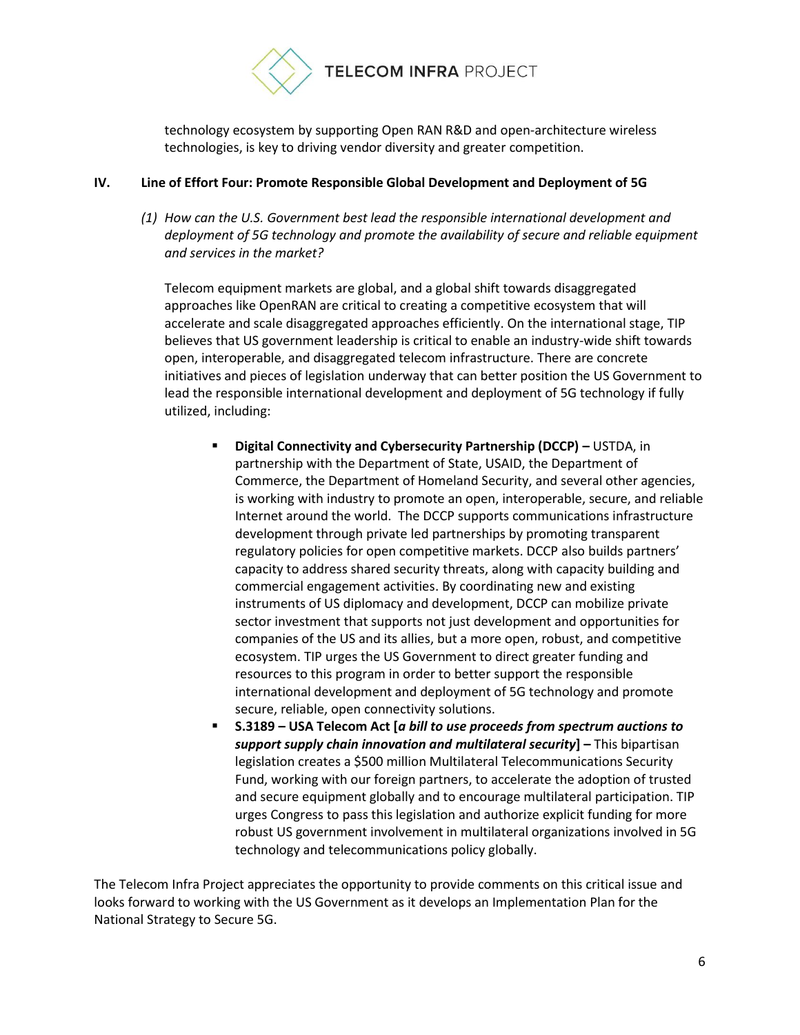technology ecosystem by supporting Open RAN R&D and open-architecture wireless technologies, is key to driving vendor diversity and greater competition.

## IV. Line of Effort Four: Promote Responsible Global Development and Deployment of 5G

*(1) How can the U.S. Government best lead the responsible international development and deployment of 5G technology and promote the availability of secure and reliable equipment and services in the market?*

Telecom equipment markets are global, and a global shift towards disaggregated approaches like OpenRAN are critical to creating a competitive ecosystem that will accelerate and scale disaggregated approaches efficiently. On the international stage, TIP believes that US government leadership is critical to enable an industry-wide shift towards open, interoperable, and disaggregated telecom infrastructure. There are concrete initiatives and pieces of legislation underway that can better position the US Government to lead the responsible international development and deployment of 5G technology if fully utilized, including:

- **Digital Connectivity and Cybersecurity Partnership (DCCP) –** USTDA, in partnership with the Department of State, USAID, the Department of Commerce, the Department of Homeland Security, and several other agencies, is working with industry to promote an open, interoperable, secure, and reliable Internet around the world. The DCCP supports communications infrastructure development through private led partnerships by promoting transparent regulatory policies for open competitive markets. DCCP also builds partners' capacity to address shared security threats, along with capacity building and commercial engagement activities. By coordinating new and existing instruments of US diplomacy and development, DCCP can mobilize private sector investment that supports not just development and opportunities for companies of the US and its allies, but a more open, robust, and competitive ecosystem. TIP urges the US Government to direct greater funding and resources to this program in order to better support the responsible international development and deployment of 5G technology and promote secure, reliable, open connectivity solutions.
- **S.3189 – USA Telecom Act [*a bill to use proceeds from spectrum auctions to support supply chain innovation and multilateral security*] –** This bipartisan legislation creates a $500 million Multilateral Telecommunications Security Fund, working with our foreign partners, to accelerate the adoption of trusted and secure equipment globally and to encourage multilateral participation. TIP urges Congress to pass this legislation and authorize explicit funding for more robust US government involvement in multilateral organizations involved in 5G technology and telecommunications policy globally.

The Telecom Infra Project appreciates the opportunity to provide comments on this critical issue and looks forward to working with the US Government as it develops an Implementation Plan for the National Strategy to Secure 5G.